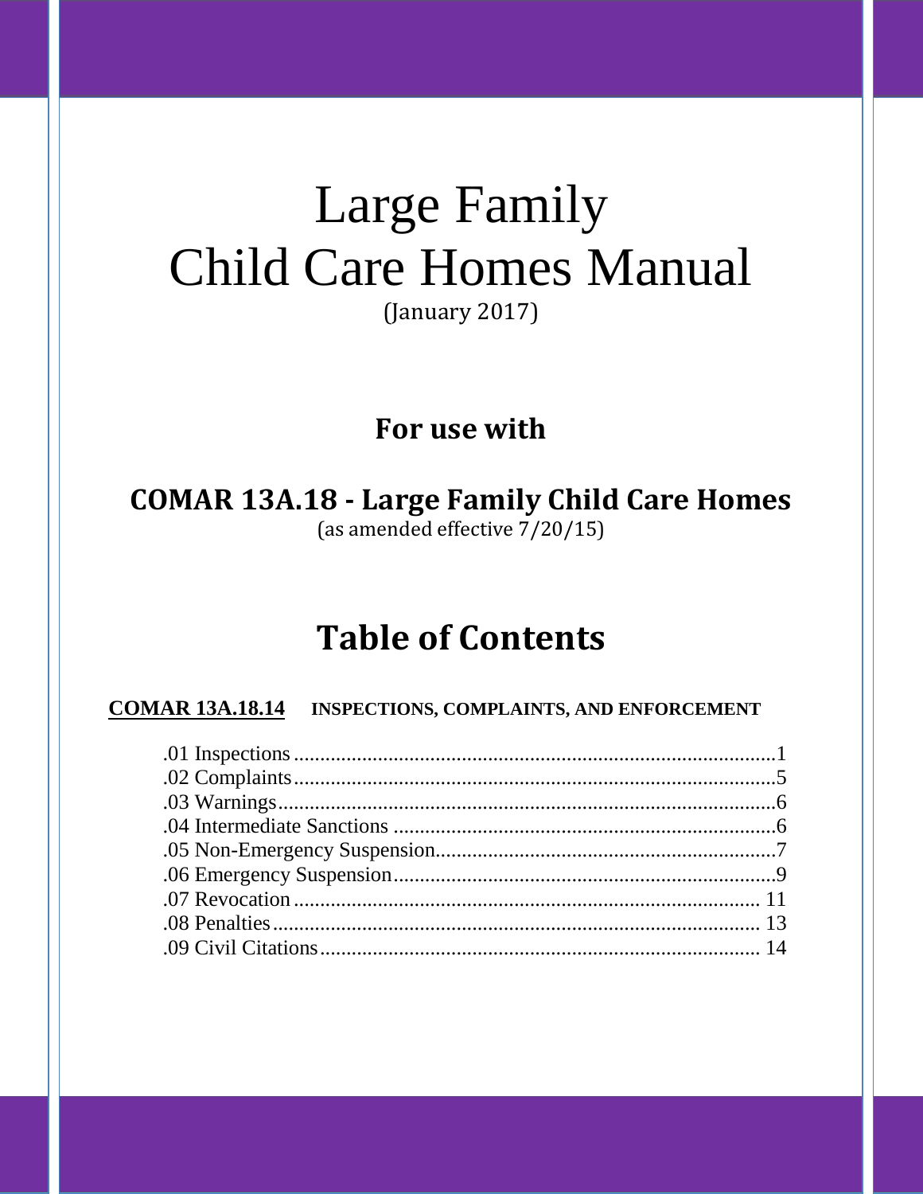# Large Family Child Care Homes Manual

(January 2017)

## For use with

## COMAR 13A.18 - Large Family Child Care Homes

(as amended effective 7/20/15)

## Table of Contents

**COMAR 13A.18.14** **INSPECTIONS, COMPLAINTS, AND ENFORCEMENT**

.01 Inspections ........................................................................................1
.02 Complaints........................................................................................5
.03 Warnings...........................................................................................6
.04 Intermediate Sanctions .....................................................................6
.05 Non-Emergency Suspension.............................................................7
.06 Emergency Suspension.....................................................................9
.07 Revocation ...................................................................................... 11
.08 Penalties.......................................................................................... 13
.09 Civil Citations.................................................................................. 14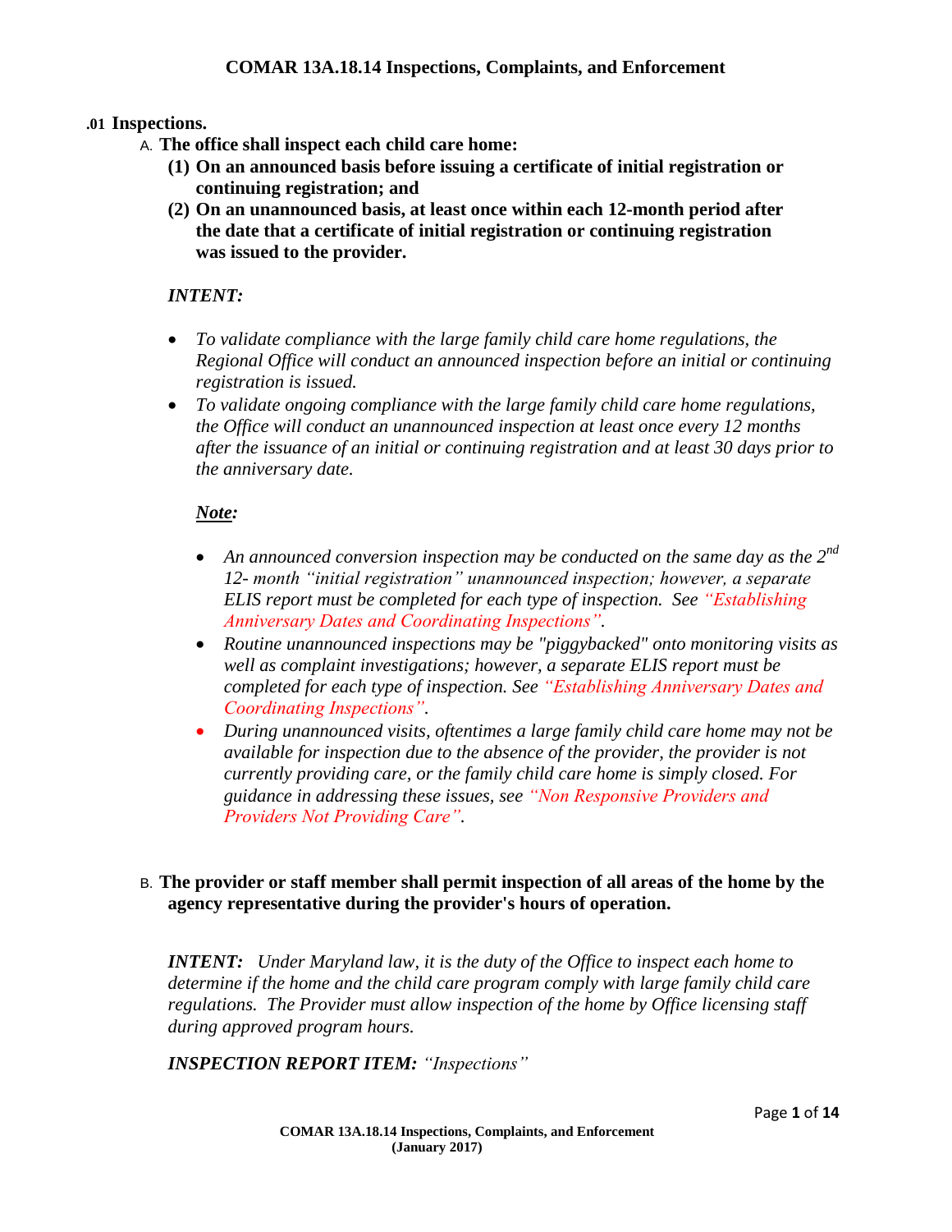# COMAR 13A.18.14 Inspections, Complaints, and Enforcement

## .01 Inspections.

A. **The office shall inspect each child care home:**

**(1) On an announced basis before issuing a certificate of initial registration or continuing registration; and**

**(2) On an unannounced basis, at least once within each 12-month period after the date that a certificate of initial registration or continuing registration was issued to the provider.**

***INTENT:***

- *To validate compliance with the large family child care home regulations, the Regional Office will conduct an announced inspection before an initial or continuing registration is issued.*
- *To validate ongoing compliance with the large family child care home regulations, the Office will conduct an unannounced inspection at least once every 12 months after the issuance of an initial or continuing registration and at least 30 days prior to the anniversary date.*

***Note:***

- *An announced conversion inspection may be conducted on the same day as the 2nd 12- month "initial registration" unannounced inspection; however, a separate ELIS report must be completed for each type of inspection. See "Establishing Anniversary Dates and Coordinating Inspections".*
- *Routine unannounced inspections may be "piggybacked" onto monitoring visits as well as complaint investigations; however, a separate ELIS report must be completed for each type of inspection. See "Establishing Anniversary Dates and Coordinating Inspections".*
- *During unannounced visits, oftentimes a large family child care home may not be available for inspection due to the absence of the provider, the provider is not currently providing care, or the family child care home is simply closed. For guidance in addressing these issues, see "Non Responsive Providers and Providers Not Providing Care".*

B. **The provider or staff member shall permit inspection of all areas of the home by the agency representative during the provider's hours of operation.**

***INTENT:*** *Under Maryland law, it is the duty of the Office to inspect each home to determine if the home and the child care program comply with large family child care regulations. The Provider must allow inspection of the home by Office licensing staff during approved program hours.*

***INSPECTION REPORT ITEM:*** *"Inspections"*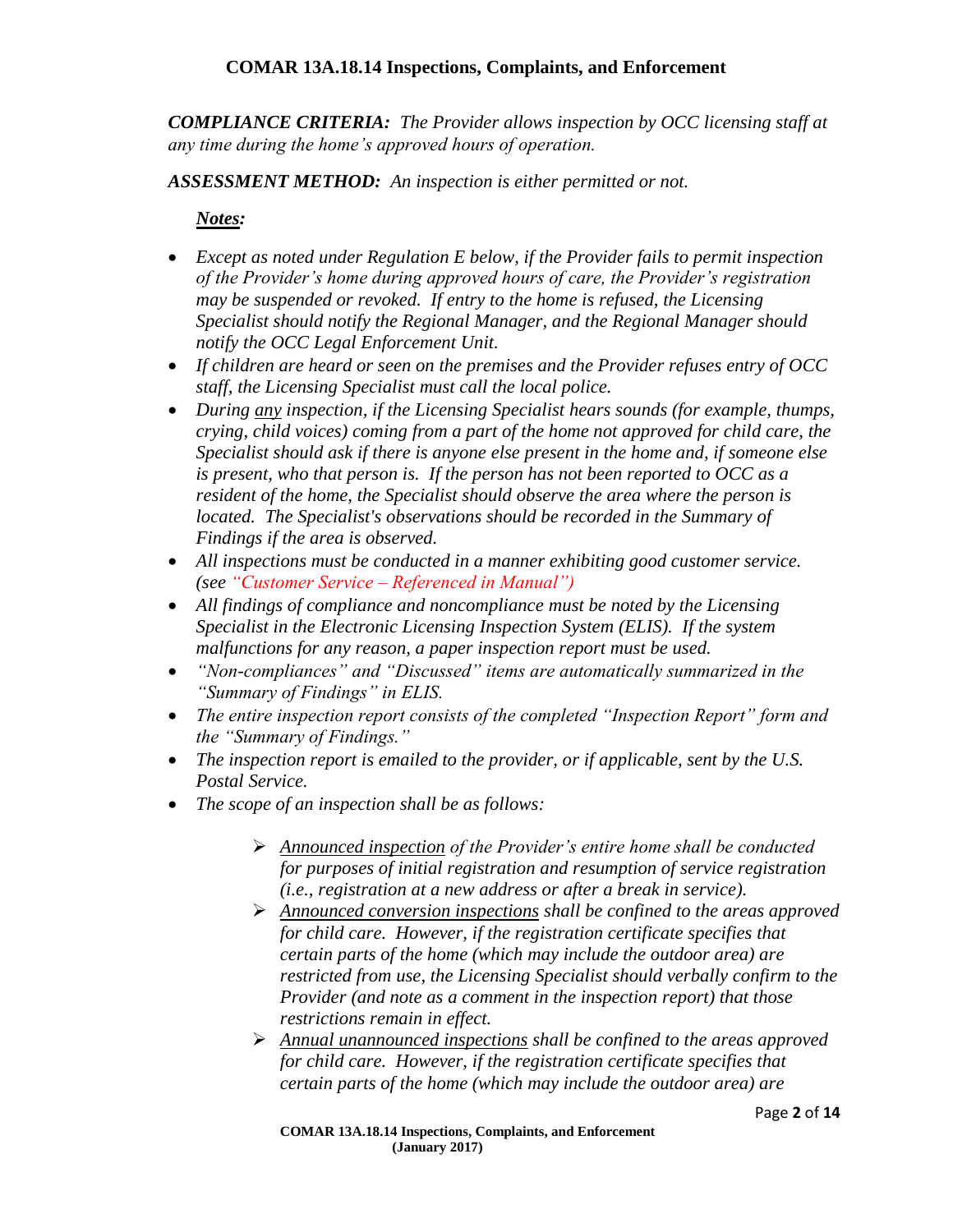***COMPLIANCE CRITERIA:*** *The Provider allows inspection by OCC licensing staff at any time during the home's approved hours of operation.*

***ASSESSMENT METHOD:*** *An inspection is either permitted or not.*

***Notes:***

- *Except as noted under Regulation E below, if the Provider fails to permit inspection of the Provider's home during approved hours of care, the Provider's registration may be suspended or revoked. If entry to the home is refused, the Licensing Specialist should notify the Regional Manager, and the Regional Manager should notify the OCC Legal Enforcement Unit.*
- *If children are heard or seen on the premises and the Provider refuses entry of OCC staff, the Licensing Specialist must call the local police.*
- *During any inspection, if the Licensing Specialist hears sounds (for example, thumps, crying, child voices) coming from a part of the home not approved for child care, the Specialist should ask if there is anyone else present in the home and, if someone else is present, who that person is. If the person has not been reported to OCC as a resident of the home, the Specialist should observe the area where the person is located. The Specialist's observations should be recorded in the Summary of Findings if the area is observed.*
- *All inspections must be conducted in a manner exhibiting good customer service. (see "Customer Service – Referenced in Manual")*
- *All findings of compliance and noncompliance must be noted by the Licensing Specialist in the Electronic Licensing Inspection System (ELIS). If the system malfunctions for any reason, a paper inspection report must be used.*
- *"Non-compliances" and "Discussed" items are automatically summarized in the "Summary of Findings" in ELIS.*
- *The entire inspection report consists of the completed "Inspection Report" form and the "Summary of Findings."*
- *The inspection report is emailed to the provider, or if applicable, sent by the U.S. Postal Service.*
- *The scope of an inspection shall be as follows:*
  - *Announced inspection of the Provider's entire home shall be conducted for purposes of initial registration and resumption of service registration (i.e., registration at a new address or after a break in service).*
  - *Announced conversion inspections shall be confined to the areas approved for child care. However, if the registration certificate specifies that certain parts of the home (which may include the outdoor area) are restricted from use, the Licensing Specialist should verbally confirm to the Provider (and note as a comment in the inspection report) that those restrictions remain in effect.*
  - *Annual unannounced inspections shall be confined to the areas approved for child care. However, if the registration certificate specifies that certain parts of the home (which may include the outdoor area) are*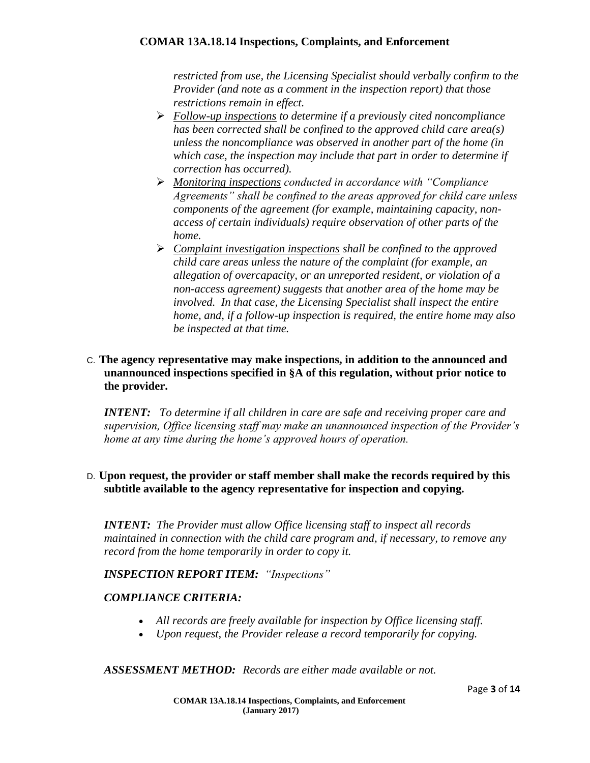*restricted from use, the Licensing Specialist should verbally confirm to the Provider (and note as a comment in the inspection report) that those restrictions remain in effect.*

- *Follow-up inspections to determine if a previously cited noncompliance has been corrected shall be confined to the approved child care area(s) unless the noncompliance was observed in another part of the home (in which case, the inspection may include that part in order to determine if correction has occurred).*
- *Monitoring inspections conducted in accordance with "Compliance Agreements" shall be confined to the areas approved for child care unless components of the agreement (for example, maintaining capacity, non-access of certain individuals) require observation of other parts of the home.*
- *Complaint investigation inspections shall be confined to the approved child care areas unless the nature of the complaint (for example, an allegation of overcapacity, or an unreported resident, or violation of a non-access agreement) suggests that another area of the home may be involved. In that case, the Licensing Specialist shall inspect the entire home, and, if a follow-up inspection is required, the entire home may also be inspected at that time.*

C. **The agency representative may make inspections, in addition to the announced and unannounced inspections specified in §A of this regulation, without prior notice to the provider.**

***INTENT:*** *To determine if all children in care are safe and receiving proper care and supervision, Office licensing staff may make an unannounced inspection of the Provider's home at any time during the home's approved hours of operation.*

D. **Upon request, the provider or staff member shall make the records required by this subtitle available to the agency representative for inspection and copying.**

***INTENT:*** *The Provider must allow Office licensing staff to inspect all records maintained in connection with the child care program and, if necessary, to remove any record from the home temporarily in order to copy it.*

***INSPECTION REPORT ITEM:*** *"Inspections"*

***COMPLIANCE CRITERIA:***

- *All records are freely available for inspection by Office licensing staff.*
- *Upon request, the Provider release a record temporarily for copying.*

***ASSESSMENT METHOD:*** *Records are either made available or not.*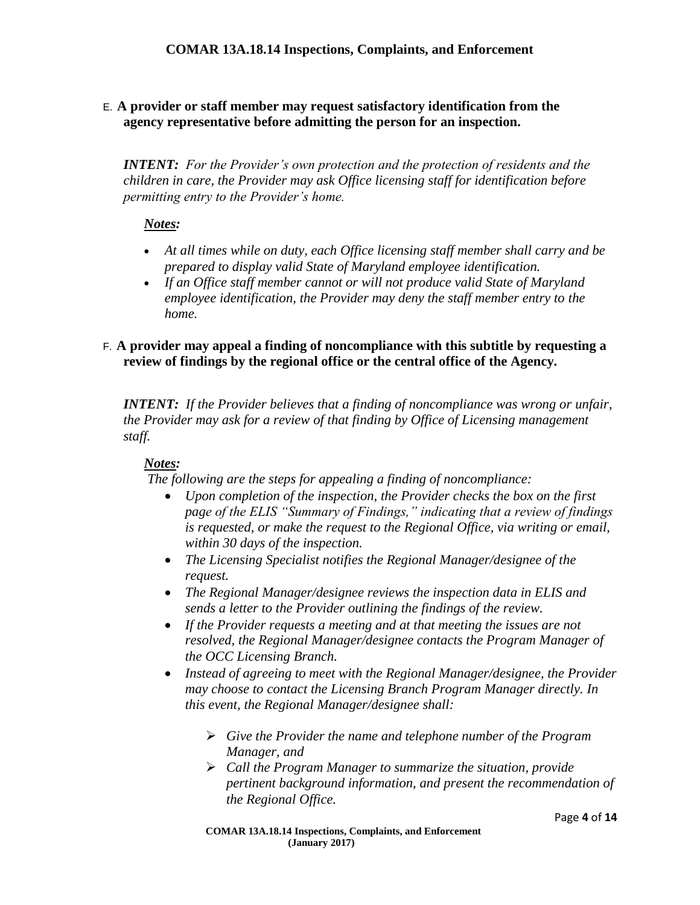E. **A provider or staff member may request satisfactory identification from the agency representative before admitting the person for an inspection.**

***INTENT:*** *For the Provider's own protection and the protection of residents and the children in care, the Provider may ask Office licensing staff for identification before permitting entry to the Provider's home.*

***Notes:***

- *At all times while on duty, each Office licensing staff member shall carry and be prepared to display valid State of Maryland employee identification.*
- *If an Office staff member cannot or will not produce valid State of Maryland employee identification, the Provider may deny the staff member entry to the home.*

F. **A provider may appeal a finding of noncompliance with this subtitle by requesting a review of findings by the regional office or the central office of the Agency.**

***INTENT:*** *If the Provider believes that a finding of noncompliance was wrong or unfair, the Provider may ask for a review of that finding by Office of Licensing management staff.*

***Notes:***

*The following are the steps for appealing a finding of noncompliance:*

- *Upon completion of the inspection, the Provider checks the box on the first page of the ELIS "Summary of Findings," indicating that a review of findings is requested, or make the request to the Regional Office, via writing or email, within 30 days of the inspection.*
- *The Licensing Specialist notifies the Regional Manager/designee of the request.*
- *The Regional Manager/designee reviews the inspection data in ELIS and sends a letter to the Provider outlining the findings of the review.*
- *If the Provider requests a meeting and at that meeting the issues are not resolved, the Regional Manager/designee contacts the Program Manager of the OCC Licensing Branch.*
- *Instead of agreeing to meet with the Regional Manager/designee, the Provider may choose to contact the Licensing Branch Program Manager directly. In this event, the Regional Manager/designee shall:*
  - *Give the Provider the name and telephone number of the Program Manager, and*
  - *Call the Program Manager to summarize the situation, provide pertinent background information, and present the recommendation of the Regional Office.*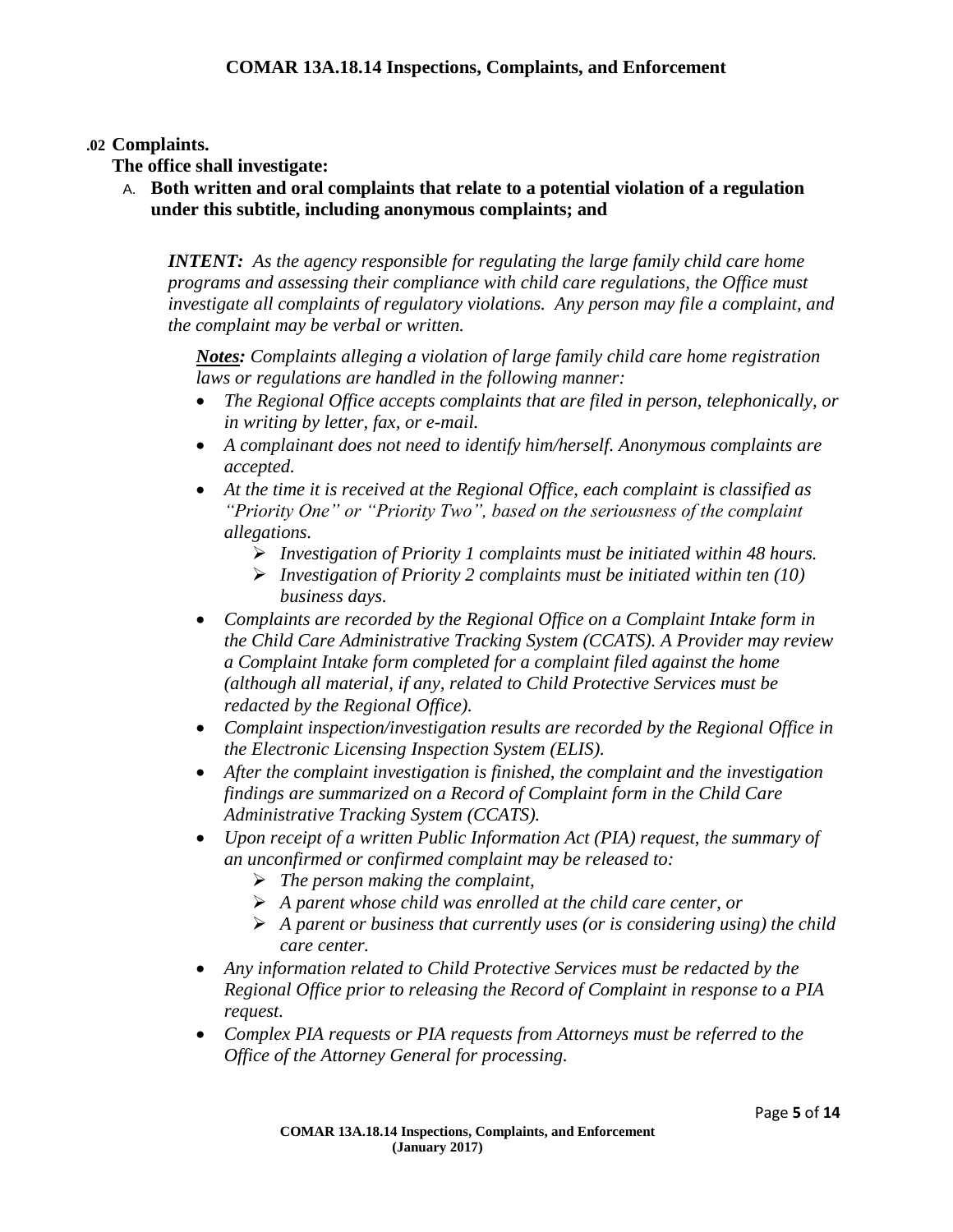### .02 Complaints.

**The office shall investigate:**

A. **Both written and oral complaints that relate to a potential violation of a regulation under this subtitle, including anonymous complaints; and**

> ***INTENT:*** *As the agency responsible for regulating the large family child care home programs and assessing their compliance with child care regulations, the Office must investigate all complaints of regulatory violations. Any person may file a complaint, and the complaint may be verbal or written.*
>
> ***Notes:*** *Complaints alleging a violation of large family child care home registration laws or regulations are handled in the following manner:*
>
> - *The Regional Office accepts complaints that are filed in person, telephonically, or in writing by letter, fax, or e-mail.*
> - *A complainant does not need to identify him/herself. Anonymous complaints are accepted.*
> - *At the time it is received at the Regional Office, each complaint is classified as "Priority One" or "Priority Two", based on the seriousness of the complaint allegations.*
>   - *Investigation of Priority 1 complaints must be initiated within 48 hours.*
>   - *Investigation of Priority 2 complaints must be initiated within ten (10) business days.*
> - *Complaints are recorded by the Regional Office on a Complaint Intake form in the Child Care Administrative Tracking System (CCATS). A Provider may review a Complaint Intake form completed for a complaint filed against the home (although all material, if any, related to Child Protective Services must be redacted by the Regional Office).*
> - *Complaint inspection/investigation results are recorded by the Regional Office in the Electronic Licensing Inspection System (ELIS).*
> - *After the complaint investigation is finished, the complaint and the investigation findings are summarized on a Record of Complaint form in the Child Care Administrative Tracking System (CCATS).*
> - *Upon receipt of a written Public Information Act (PIA) request, the summary of an unconfirmed or confirmed complaint may be released to:*
>   - *The person making the complaint,*
>   - *A parent whose child was enrolled at the child care center, or*
>   - *A parent or business that currently uses (or is considering using) the child care center.*
> - *Any information related to Child Protective Services must be redacted by the Regional Office prior to releasing the Record of Complaint in response to a PIA request.*
> - *Complex PIA requests or PIA requests from Attorneys must be referred to the Office of the Attorney General for processing.*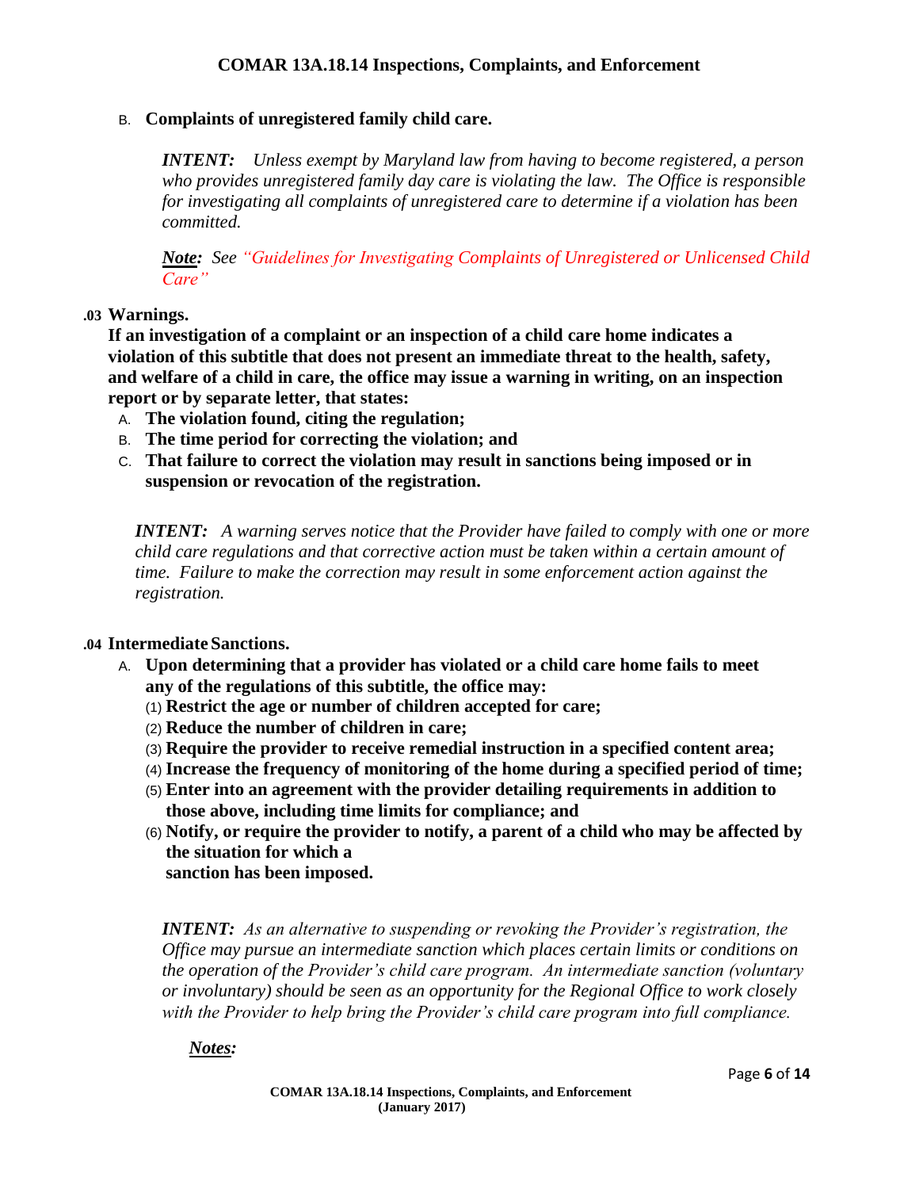B. **Complaints of unregistered family child care.**

*INTENT: Unless exempt by Maryland law from having to become registered, a person who provides unregistered family day care is violating the law. The Office is responsible for investigating all complaints of unregistered care to determine if a violation has been committed.*

***Note:*** *See "Guidelines for Investigating Complaints of Unregistered or Unlicensed Child Care"*

**.03 Warnings.**

**If an investigation of a complaint or an inspection of a child care home indicates a violation of this subtitle that does not present an immediate threat to the health, safety, and welfare of a child in care, the office may issue a warning in writing, on an inspection report or by separate letter, that states:**

A. **The violation found, citing the regulation;**
B. **The time period for correcting the violation; and**
C. **That failure to correct the violation may result in sanctions being imposed or in suspension or revocation of the registration.**

*INTENT: A warning serves notice that the Provider have failed to comply with one or more child care regulations and that corrective action must be taken within a certain amount of time. Failure to make the correction may result in some enforcement action against the registration.*

**.04 Intermediate Sanctions.**

A. **Upon determining that a provider has violated or a child care home fails to meet any of the regulations of this subtitle, the office may:**
   (1) **Restrict the age or number of children accepted for care;**
   (2) **Reduce the number of children in care;**
   (3) **Require the provider to receive remedial instruction in a specified content area;**
   (4) **Increase the frequency of monitoring of the home during a specified period of time;**
   (5) **Enter into an agreement with the provider detailing requirements in addition to those above, including time limits for compliance; and**
   (6) **Notify, or require the provider to notify, a parent of a child who may be affected by the situation for which a sanction has been imposed.**

*INTENT: As an alternative to suspending or revoking the Provider's registration, the Office may pursue an intermediate sanction which places certain limits or conditions on the operation of the Provider's child care program. An intermediate sanction (voluntary or involuntary) should be seen as an opportunity for the Regional Office to work closely with the Provider to help bring the Provider's child care program into full compliance.*

***Notes:***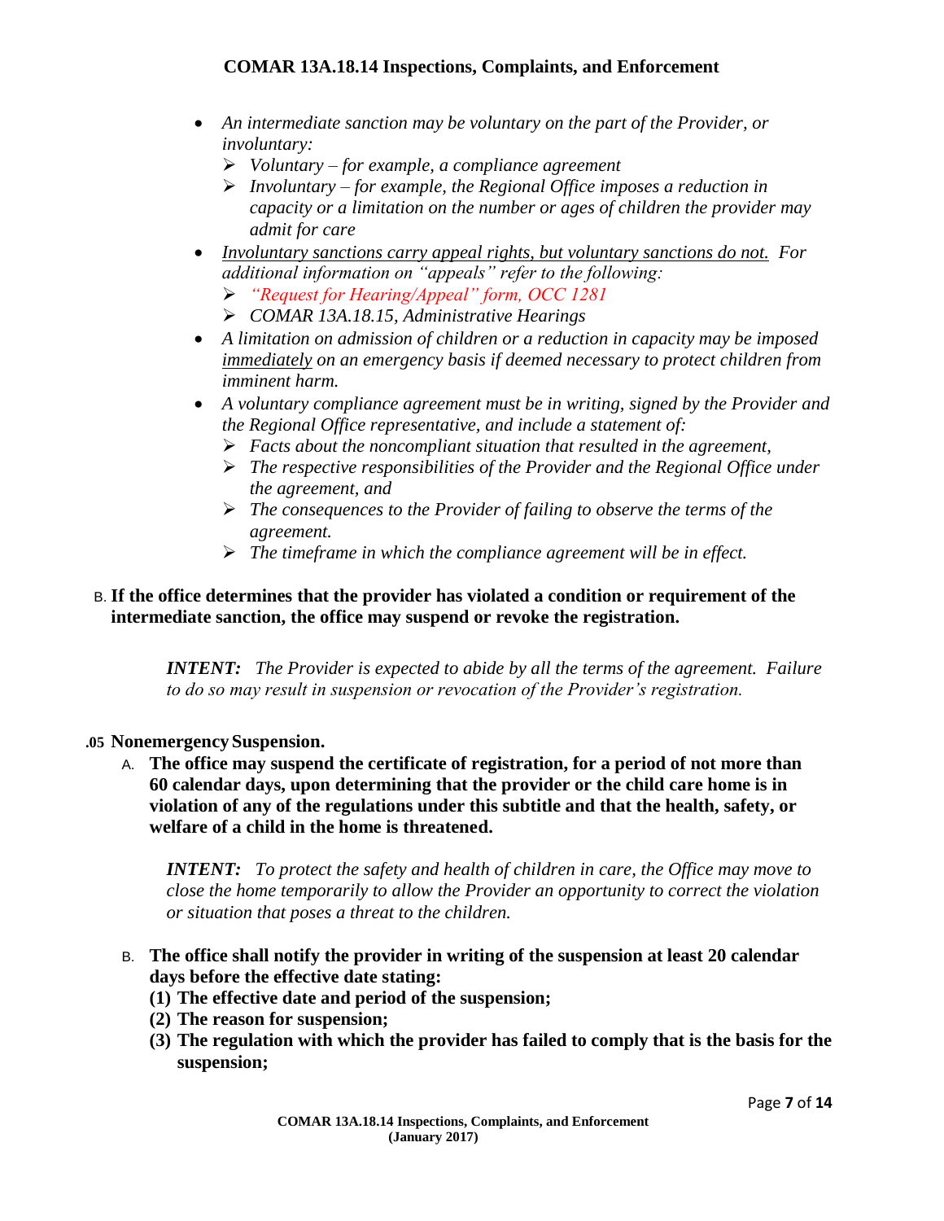- *An intermediate sanction may be voluntary on the part of the Provider, or involuntary:*
  - *Voluntary – for example, a compliance agreement*
  - *Involuntary – for example, the Regional Office imposes a reduction in capacity or a limitation on the number or ages of children the provider may admit for care*
- *Involuntary sanctions carry appeal rights, but voluntary sanctions do not. For additional information on "appeals" refer to the following:*
  - *"Request for Hearing/Appeal" form, OCC 1281*
  - *COMAR 13A.18.15, Administrative Hearings*
- *A limitation on admission of children or a reduction in capacity may be imposed immediately on an emergency basis if deemed necessary to protect children from imminent harm.*
- *A voluntary compliance agreement must be in writing, signed by the Provider and the Regional Office representative, and include a statement of:*
  - *Facts about the noncompliant situation that resulted in the agreement,*
  - *The respective responsibilities of the Provider and the Regional Office under the agreement, and*
  - *The consequences to the Provider of failing to observe the terms of the agreement.*
  - *The timeframe in which the compliance agreement will be in effect.*

B. **If the office determines that the provider has violated a condition or requirement of the intermediate sanction, the office may suspend or revoke the registration.**

> ***INTENT:*** *The Provider is expected to abide by all the terms of the agreement. Failure to do so may result in suspension or revocation of the Provider's registration.*

### .05 Nonemergency Suspension.

A. **The office may suspend the certificate of registration, for a period of not more than 60 calendar days, upon determining that the provider or the child care home is in violation of any of the regulations under this subtitle and that the health, safety, or welfare of a child in the home is threatened.**

> ***INTENT:*** *To protect the safety and health of children in care, the Office may move to close the home temporarily to allow the Provider an opportunity to correct the violation or situation that poses a threat to the children.*

B. **The office shall notify the provider in writing of the suspension at least 20 calendar days before the effective date stating:**

**(1) The effective date and period of the suspension;**

**(2) The reason for suspension;**

**(3) The regulation with which the provider has failed to comply that is the basis for the suspension;**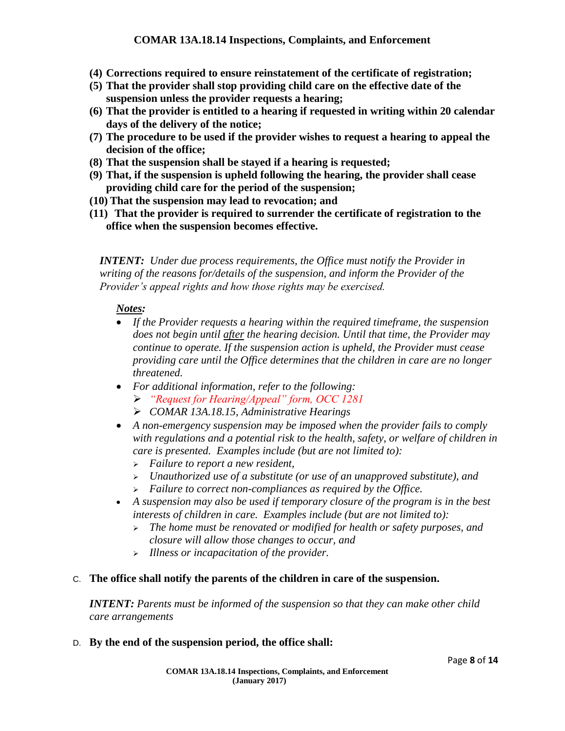**(4) Corrections required to ensure reinstatement of the certificate of registration;**

**(5) That the provider shall stop providing child care on the effective date of the suspension unless the provider requests a hearing;**

**(6) That the provider is entitled to a hearing if requested in writing within 20 calendar days of the delivery of the notice;**

**(7) The procedure to be used if the provider wishes to request a hearing to appeal the decision of the office;**

**(8) That the suspension shall be stayed if a hearing is requested;**

**(9) That, if the suspension is upheld following the hearing, the provider shall cease providing child care for the period of the suspension;**

**(10) That the suspension may lead to revocation; and**

**(11) That the provider is required to surrender the certificate of registration to the office when the suspension becomes effective.**

***INTENT:*** *Under due process requirements, the Office must notify the Provider in writing of the reasons for/details of the suspension, and inform the Provider of the Provider's appeal rights and how those rights may be exercised.*

***Notes:***

- *If the Provider requests a hearing within the required timeframe, the suspension does not begin until after the hearing decision. Until that time, the Provider may continue to operate. If the suspension action is upheld, the Provider must cease providing care until the Office determines that the children in care are no longer threatened.*
- *For additional information, refer to the following:*
  - *"Request for Hearing/Appeal" form, OCC 1281*
  - *COMAR 13A.18.15, Administrative Hearings*
- *A non-emergency suspension may be imposed when the provider fails to comply with regulations and a potential risk to the health, safety, or welfare of children in care is presented. Examples include (but are not limited to):*
  - *Failure to report a new resident,*
  - *Unauthorized use of a substitute (or use of an unapproved substitute), and*
  - *Failure to correct non-compliances as required by the Office.*
- *A suspension may also be used if temporary closure of the program is in the best interests of children in care. Examples include (but are not limited to):*
  - *The home must be renovated or modified for health or safety purposes, and closure will allow those changes to occur, and*
  - *Illness or incapacitation of the provider.*

C. **The office shall notify the parents of the children in care of the suspension.**

***INTENT:*** *Parents must be informed of the suspension so that they can make other child care arrangements*

D. **By the end of the suspension period, the office shall:**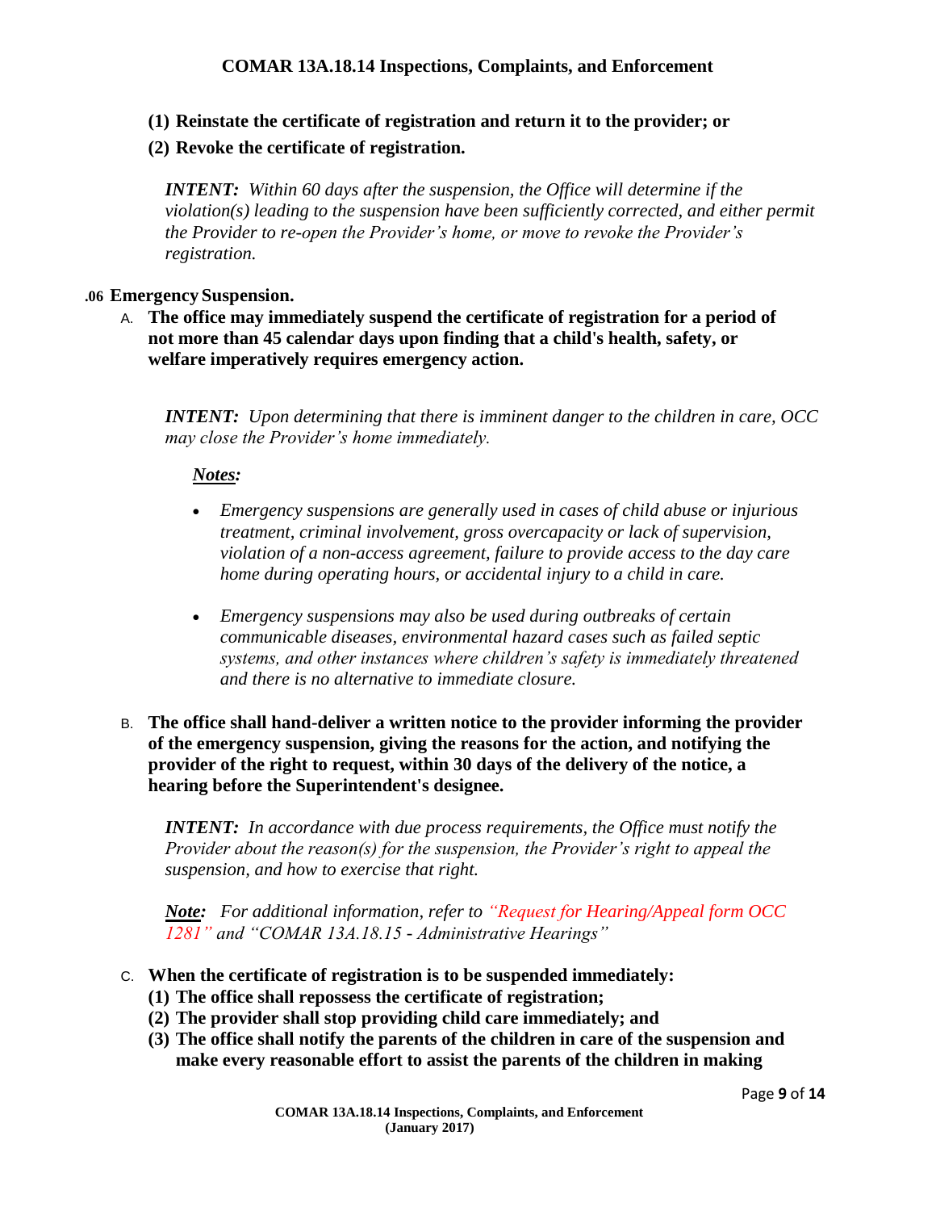**(1) Reinstate the certificate of registration and return it to the provider; or**

**(2) Revoke the certificate of registration.**

***INTENT:*** *Within 60 days after the suspension, the Office will determine if the violation(s) leading to the suspension have been sufficiently corrected, and either permit the Provider to re-open the Provider's home, or move to revoke the Provider's registration.*

## .06 Emergency Suspension.

A. **The office may immediately suspend the certificate of registration for a period of not more than 45 calendar days upon finding that a child's health, safety, or welfare imperatively requires emergency action.**

***INTENT:*** *Upon determining that there is imminent danger to the children in care, OCC may close the Provider's home immediately.*

***Notes:***

- *Emergency suspensions are generally used in cases of child abuse or injurious treatment, criminal involvement, gross overcapacity or lack of supervision, violation of a non-access agreement, failure to provide access to the day care home during operating hours, or accidental injury to a child in care.*
- *Emergency suspensions may also be used during outbreaks of certain communicable diseases, environmental hazard cases such as failed septic systems, and other instances where children's safety is immediately threatened and there is no alternative to immediate closure.*

B. **The office shall hand-deliver a written notice to the provider informing the provider of the emergency suspension, giving the reasons for the action, and notifying the provider of the right to request, within 30 days of the delivery of the notice, a hearing before the Superintendent's designee.**

***INTENT:*** *In accordance with due process requirements, the Office must notify the Provider about the reason(s) for the suspension, the Provider's right to appeal the suspension, and how to exercise that right.*

***Note:*** *For additional information, refer to "Request for Hearing/Appeal form OCC 1281" and "COMAR 13A.18.15 - Administrative Hearings"*

C. **When the certificate of registration is to be suspended immediately:**

**(1) The office shall repossess the certificate of registration;**

**(2) The provider shall stop providing child care immediately; and**

**(3) The office shall notify the parents of the children in care of the suspension and make every reasonable effort to assist the parents of the children in making**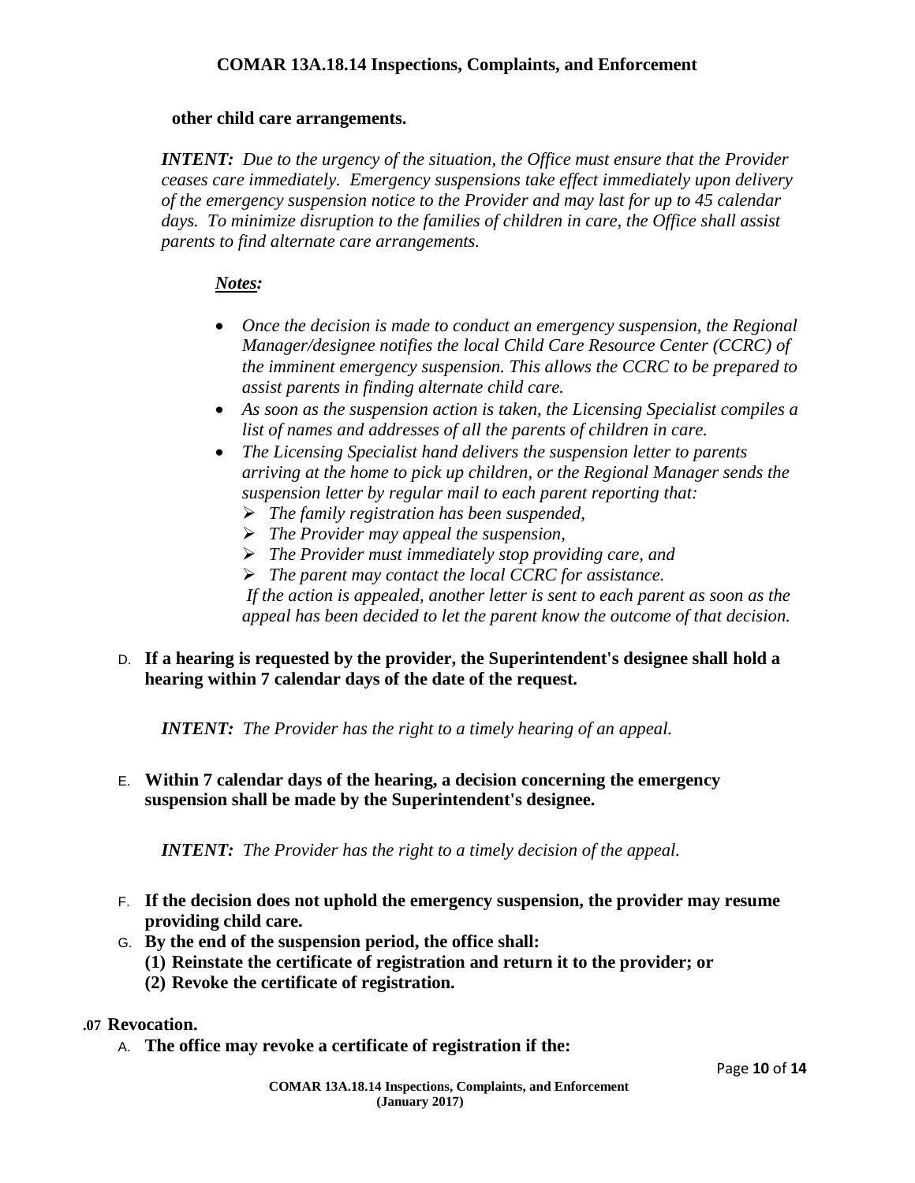**other child care arrangements.**

***INTENT:*** *Due to the urgency of the situation, the Office must ensure that the Provider ceases care immediately. Emergency suspensions take effect immediately upon delivery of the emergency suspension notice to the Provider and may last for up to 45 calendar days. To minimize disruption to the families of children in care, the Office shall assist parents to find alternate care arrangements.*

***Notes:***

- *Once the decision is made to conduct an emergency suspension, the Regional Manager/designee notifies the local Child Care Resource Center (CCRC) of the imminent emergency suspension. This allows the CCRC to be prepared to assist parents in finding alternate child care.*
- *As soon as the suspension action is taken, the Licensing Specialist compiles a list of names and addresses of all the parents of children in care.*
- *The Licensing Specialist hand delivers the suspension letter to parents arriving at the home to pick up children, or the Regional Manager sends the suspension letter by regular mail to each parent reporting that:*
  - *The family registration has been suspended,*
  - *The Provider may appeal the suspension,*
  - *The Provider must immediately stop providing care, and*
  - *The parent may contact the local CCRC for assistance.*

  *If the action is appealed, another letter is sent to each parent as soon as the appeal has been decided to let the parent know the outcome of that decision.*

D. **If a hearing is requested by the provider, the Superintendent's designee shall hold a hearing within 7 calendar days of the date of the request.**

***INTENT:*** *The Provider has the right to a timely hearing of an appeal.*

E. **Within 7 calendar days of the hearing, a decision concerning the emergency suspension shall be made by the Superintendent's designee.**

***INTENT:*** *The Provider has the right to a timely decision of the appeal.*

F. **If the decision does not uphold the emergency suspension, the provider may resume providing child care.**

G. **By the end of the suspension period, the office shall:**
   **(1) Reinstate the certificate of registration and return it to the provider; or**
   **(2) Revoke the certificate of registration.**

## .07 Revocation.

A. **The office may revoke a certificate of registration if the:**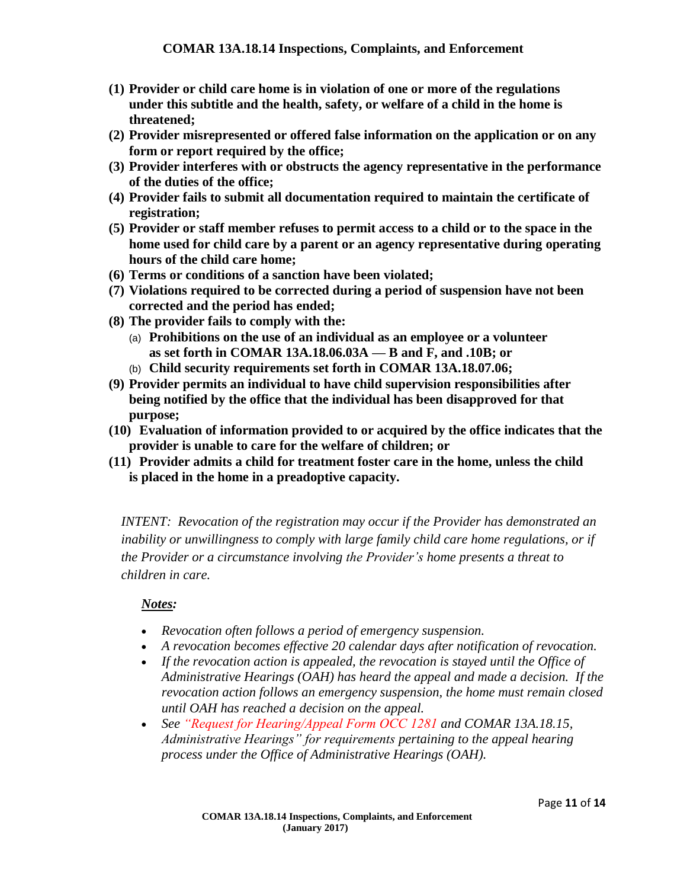**(1) Provider or child care home is in violation of one or more of the regulations under this subtitle and the health, safety, or welfare of a child in the home is threatened;**

**(2) Provider misrepresented or offered false information on the application or on any form or report required by the office;**

**(3) Provider interferes with or obstructs the agency representative in the performance of the duties of the office;**

**(4) Provider fails to submit all documentation required to maintain the certificate of registration;**

**(5) Provider or staff member refuses to permit access to a child or to the space in the home used for child care by a parent or an agency representative during operating hours of the child care home;**

**(6) Terms or conditions of a sanction have been violated;**

**(7) Violations required to be corrected during a period of suspension have not been corrected and the period has ended;**

**(8) The provider fails to comply with the:**

(a) **Prohibitions on the use of an individual as an employee or a volunteer as set forth in COMAR 13A.18.06.03A — B and F, and .10B; or**

(b) **Child security requirements set forth in COMAR 13A.18.07.06;**

**(9) Provider permits an individual to have child supervision responsibilities after being notified by the office that the individual has been disapproved for that purpose;**

**(10) Evaluation of information provided to or acquired by the office indicates that the provider is unable to care for the welfare of children; or**

**(11) Provider admits a child for treatment foster care in the home, unless the child is placed in the home in a preadoptive capacity.**

*INTENT: Revocation of the registration may occur if the Provider has demonstrated an inability or unwillingness to comply with large family child care home regulations, or if the Provider or a circumstance involving the Provider's home presents a threat to children in care.*

***Notes:***

- *Revocation often follows a period of emergency suspension.*
- *A revocation becomes effective 20 calendar days after notification of revocation.*
- *If the revocation action is appealed, the revocation is stayed until the Office of Administrative Hearings (OAH) has heard the appeal and made a decision. If the revocation action follows an emergency suspension, the home must remain closed until OAH has reached a decision on the appeal.*
- *See "Request for Hearing/Appeal Form OCC 1281 and COMAR 13A.18.15, Administrative Hearings" for requirements pertaining to the appeal hearing process under the Office of Administrative Hearings (OAH).*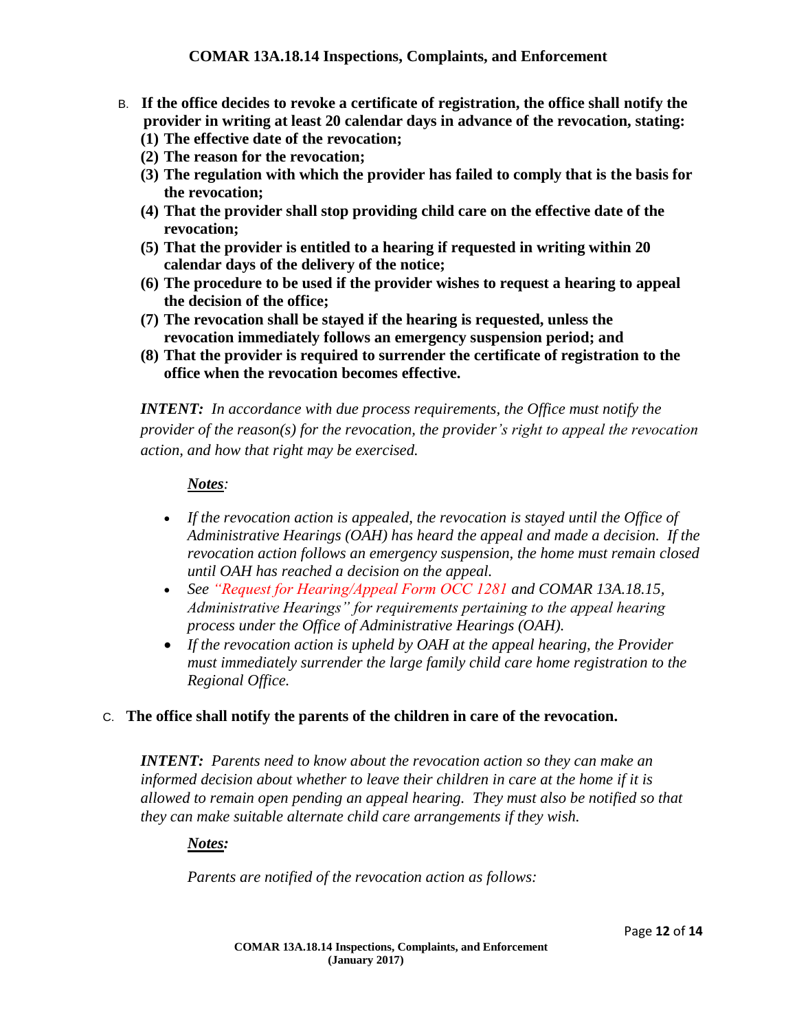B. **If the office decides to revoke a certificate of registration, the office shall notify the provider in writing at least 20 calendar days in advance of the revocation, stating:**
   **(1) The effective date of the revocation;**
   **(2) The reason for the revocation;**
   **(3) The regulation with which the provider has failed to comply that is the basis for the revocation;**
   **(4) That the provider shall stop providing child care on the effective date of the revocation;**
   **(5) That the provider is entitled to a hearing if requested in writing within 20 calendar days of the delivery of the notice;**
   **(6) The procedure to be used if the provider wishes to request a hearing to appeal the decision of the office;**
   **(7) The revocation shall be stayed if the hearing is requested, unless the revocation immediately follows an emergency suspension period; and**
   **(8) That the provider is required to surrender the certificate of registration to the office when the revocation becomes effective.**

***INTENT:*** *In accordance with due process requirements, the Office must notify the provider of the reason(s) for the revocation, the provider's right to appeal the revocation action, and how that right may be exercised.*

***Notes**:*

- *If the revocation action is appealed, the revocation is stayed until the Office of Administrative Hearings (OAH) has heard the appeal and made a decision. If the revocation action follows an emergency suspension, the home must remain closed until OAH has reached a decision on the appeal.*
- *See "Request for Hearing/Appeal Form OCC 1281 and COMAR 13A.18.15, Administrative Hearings" for requirements pertaining to the appeal hearing process under the Office of Administrative Hearings (OAH).*
- *If the revocation action is upheld by OAH at the appeal hearing, the Provider must immediately surrender the large family child care home registration to the Regional Office.*

C. **The office shall notify the parents of the children in care of the revocation.**

***INTENT:*** *Parents need to know about the revocation action so they can make an informed decision about whether to leave their children in care at the home if it is allowed to remain open pending an appeal hearing. They must also be notified so that they can make suitable alternate child care arrangements if they wish.*

***Notes:***

*Parents are notified of the revocation action as follows:*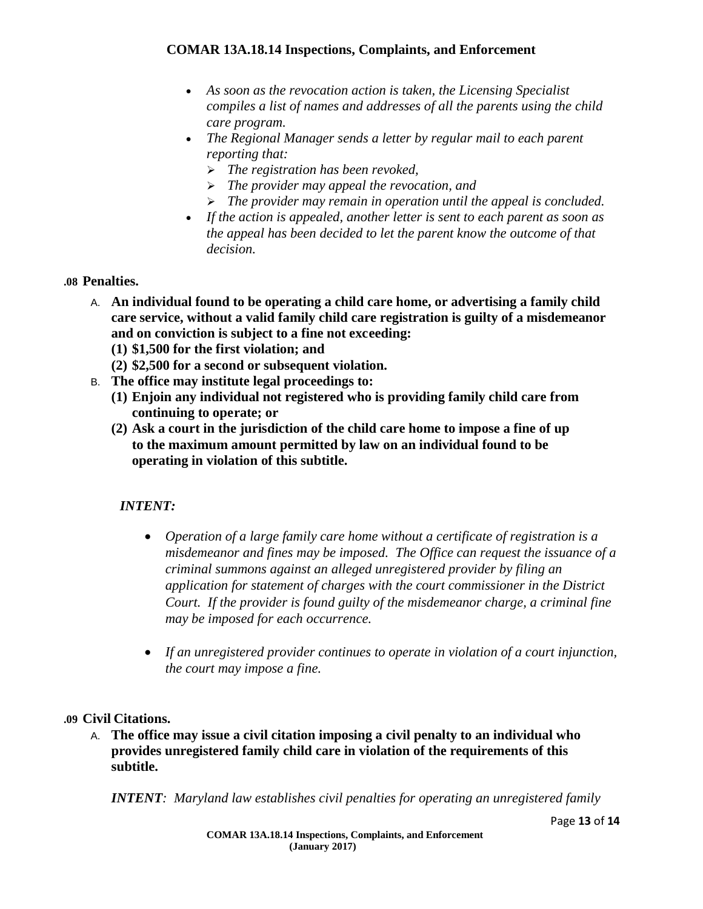- *As soon as the revocation action is taken, the Licensing Specialist compiles a list of names and addresses of all the parents using the child care program.*
- *The Regional Manager sends a letter by regular mail to each parent reporting that:*
  - *The registration has been revoked,*
  - *The provider may appeal the revocation, and*
  - *The provider may remain in operation until the appeal is concluded.*
- *If the action is appealed, another letter is sent to each parent as soon as the appeal has been decided to let the parent know the outcome of that decision.*

### .08 Penalties.

A. **An individual found to be operating a child care home, or advertising a family child care service, without a valid family child care registration is guilty of a misdemeanor and on conviction is subject to a fine not exceeding:**
   **(1) $1,500 for the first violation; and**
   **(2) $2,500 for a second or subsequent violation.**

B. **The office may institute legal proceedings to:**
   **(1) Enjoin any individual not registered who is providing family child care from continuing to operate; or**
   **(2) Ask a court in the jurisdiction of the child care home to impose a fine of up to the maximum amount permitted by law on an individual found to be operating in violation of this subtitle.**

***INTENT:***

- *Operation of a large family care home without a certificate of registration is a misdemeanor and fines may be imposed. The Office can request the issuance of a criminal summons against an alleged unregistered provider by filing an application for statement of charges with the court commissioner in the District Court. If the provider is found guilty of the misdemeanor charge, a criminal fine may be imposed for each occurrence.*

- *If an unregistered provider continues to operate in violation of a court injunction, the court may impose a fine.*

### .09 Civil Citations.

A. **The office may issue a civil citation imposing a civil penalty to an individual who provides unregistered family child care in violation of the requirements of this subtitle.**

***INTENT****: Maryland law establishes civil penalties for operating an unregistered family*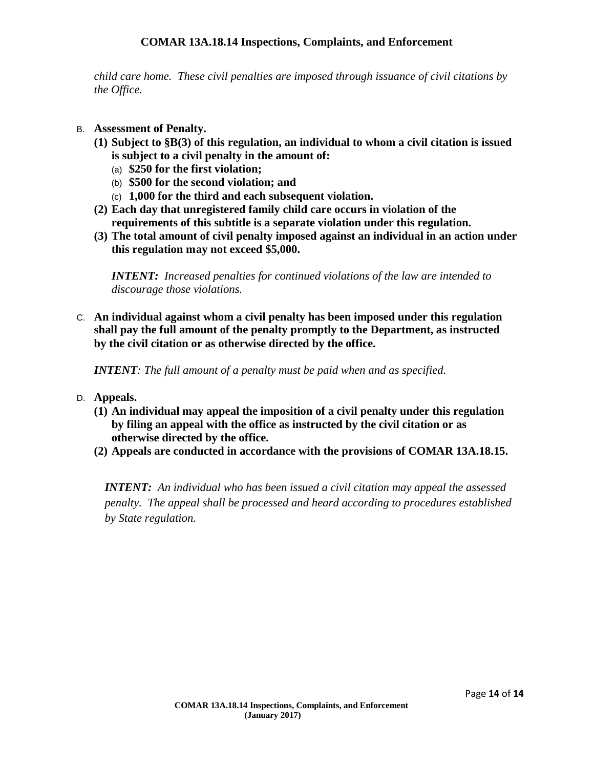*child care home. These civil penalties are imposed through issuance of civil citations by the Office.*

B. **Assessment of Penalty.**
   **(1) Subject to §B(3) of this regulation, an individual to whom a civil citation is issued is subject to a civil penalty in the amount of:**
      (a) **$250 for the first violation;**
      (b) **$500 for the second violation; and**
      (c) **1,000 for the third and each subsequent violation.**
   **(2) Each day that unregistered family child care occurs in violation of the requirements of this subtitle is a separate violation under this regulation.**
   **(3) The total amount of civil penalty imposed against an individual in an action under this regulation may not exceed $5,000.**

   ***INTENT:*** *Increased penalties for continued violations of the law are intended to discourage those violations.*

C. **An individual against whom a civil penalty has been imposed under this regulation shall pay the full amount of the penalty promptly to the Department, as instructed by the civil citation or as otherwise directed by the office.**

   ***INTENT****: The full amount of a penalty must be paid when and as specified.*

D. **Appeals.**
   **(1) An individual may appeal the imposition of a civil penalty under this regulation by filing an appeal with the office as instructed by the civil citation or as otherwise directed by the office.**
   **(2) Appeals are conducted in accordance with the provisions of COMAR 13A.18.15.**

   ***INTENT:*** *An individual who has been issued a civil citation may appeal the assessed penalty. The appeal shall be processed and heard according to procedures established by State regulation.*